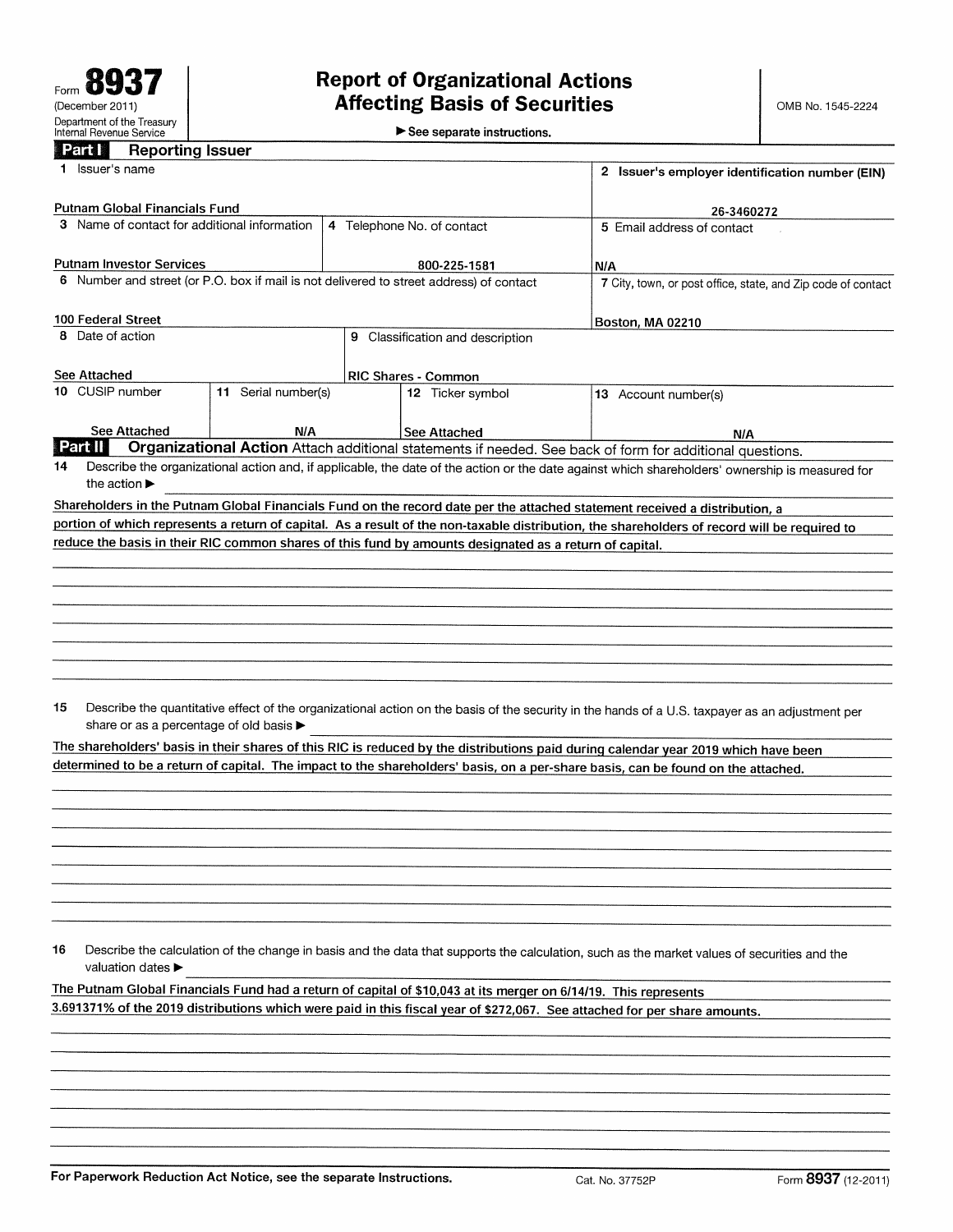Form **8937**
(December 2011)
Department of the Treasury
Internal Revenue Service

# Report of Organizational Actions Affecting Basis of Securities

▶ See separate instructions.

OMB No. 1545-2224

## Part I Reporting Issuer

| 1 Issuer's name | | | 2 Issuer's employer identification number (EIN) |
|---|---|---|---|
| Putnam Global Financials Fund | | | 26-3460272 |
| 3 Name of contact for additional information | 4 Telephone No. of contact | | 5 Email address of contact |
| Putnam Investor Services | 800-225-1581 | | N/A |
| 6 Number and street (or P.O. box if mail is not delivered to street address) of contact | | | 7 City, town, or post office, state, and Zip code of contact |
| 100 Federal Street | | | Boston, MA 02210 |
| 8 Date of action | 9 Classification and description | | |
| See Attached | RIC Shares - Common | | |
| 10 CUSIP number | 11 Serial number(s) | 12 Ticker symbol | 13 Account number(s) |
| See Attached | N/A | See Attached | N/A |

## Part II Organizational Action

Attach additional statements if needed. See back of form for additional questions.

**14** Describe the organizational action and, if applicable, the date of the action or the date against which shareholders' ownership is measured for the action ▶

Shareholders in the Putnam Global Financials Fund on the record date per the attached statement received a distribution, a portion of which represents a return of capital. As a result of the non-taxable distribution, the shareholders of record will be required to reduce the basis in their RIC common shares of this fund by amounts designated as a return of capital.

**15** Describe the quantitative effect of the organizational action on the basis of the security in the hands of a U.S. taxpayer as an adjustment per share or as a percentage of old basis ▶

The shareholders' basis in their shares of this RIC is reduced by the distributions paid during calendar year 2019 which have been determined to be a return of capital. The impact to the shareholders' basis, on a per-share basis, can be found on the attached.

**16** Describe the calculation of the change in basis and the data that supports the calculation, such as the market values of securities and the valuation dates ▶

The Putnam Global Financials Fund had a return of capital of $10,043 at its merger on 6/14/19. This represents 3.691371% of the 2019 distributions which were paid in this fiscal year of $272,067. See attached for per share amounts.

For Paperwork Reduction Act Notice, see the separate Instructions. Cat. No. 37752P Form **8937** (12-2011)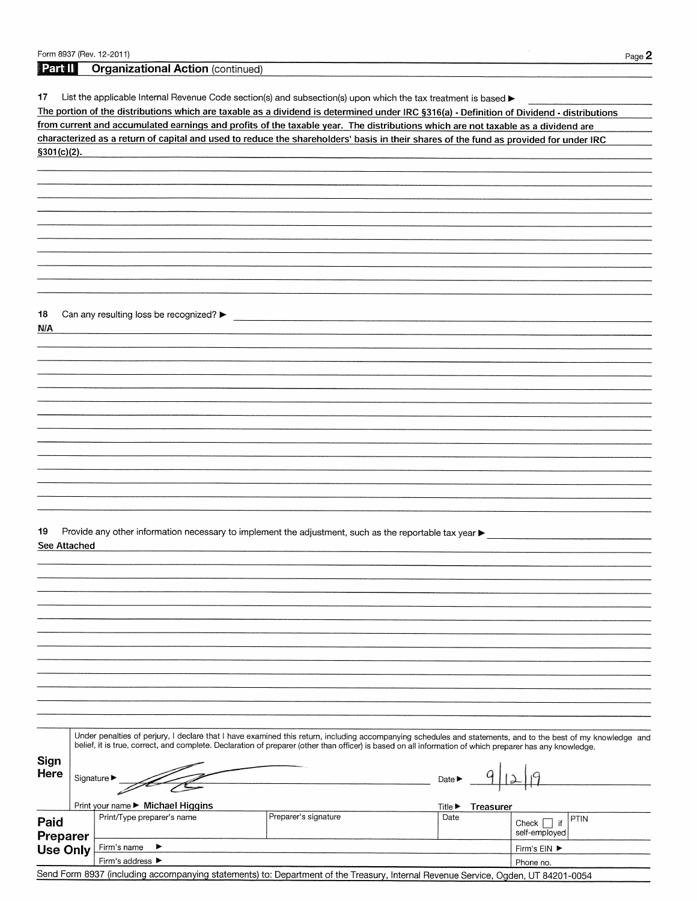Form 8937 (Rev. 12-2011)

## Part II Organizational Action (continued)

**17** List the applicable Internal Revenue Code section(s) and subsection(s) upon which the tax treatment is based ►

The portion of the distributions which are taxable as a dividend is determined under IRC §316(a) - Definition of Dividend - distributions from current and accumulated earnings and profits of the taxable year. The distributions which are not taxable as a dividend are characterized as a return of capital and used to reduce the shareholders' basis in their shares of the fund as provided for under IRC §301(c)(2).

**18** Can any resulting loss be recognized? ►

N/A

**19** Provide any other information necessary to implement the adjustment, such as the reportable tax year ►

See Attached

**Sign Here**

Under penalties of perjury, I declare that I have examined this return, including accompanying schedules and statements, and to the best of my knowledge and belief, it is true, correct, and complete. Declaration of preparer (other than officer) is based on all information of which preparer has any knowledge.

Signature ► [signature] Date ► 9/12/19

Print your name ► Michael Higgins Title ► Treasurer

**Paid Preparer Use Only**

| Print/Type preparer's name | Preparer's signature | Date | Check ☐ if self-employed | PTIN |
|---|---|---|---|---|
| | | | | |

Firm's name ► Firm's EIN ►

Firm's address ► Phone no.

Send Form 8937 (including accompanying statements) to: Department of the Treasury, Internal Revenue Service, Ogden, UT 84201-0054